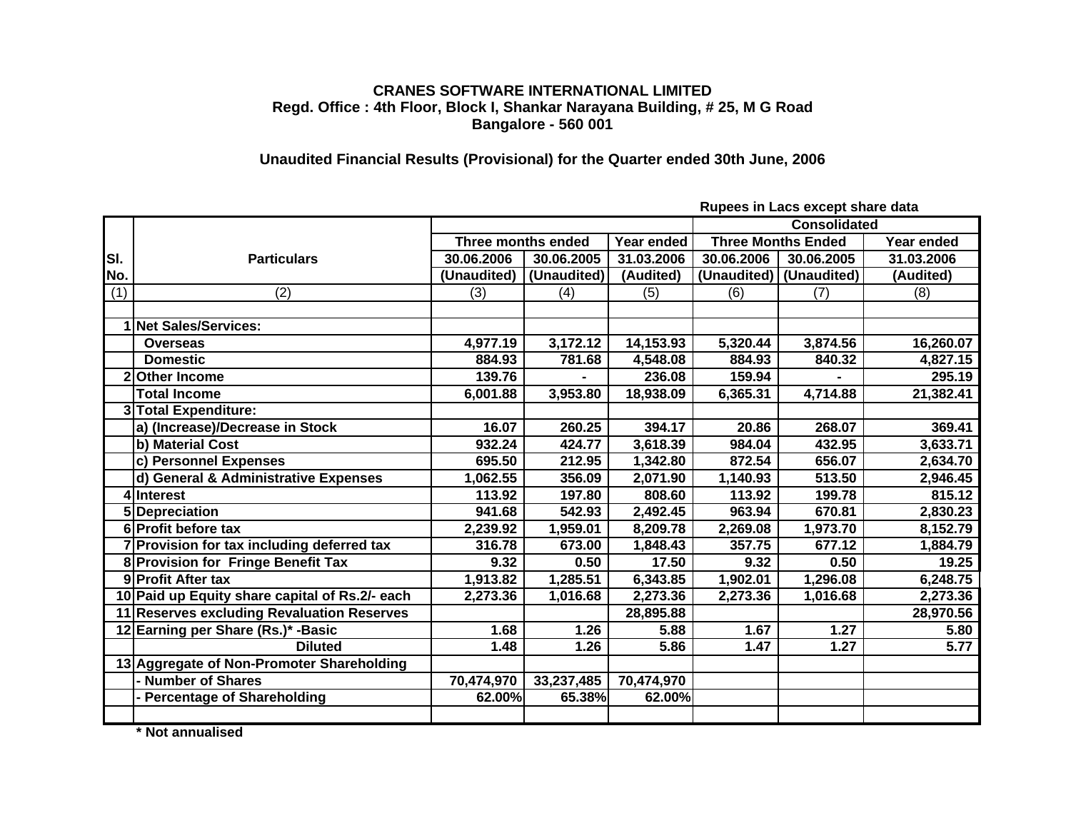**CRANES SOFTWARE INTERNATIONAL LIMITED**
**Regd. Office : 4th Floor, Block I, Shankar Narayana Building, # 25, M G Road**
**Bangalore - 560 001**

**Unaudited Financial Results (Provisional) for the Quarter ended 30th June, 2006**

**Rupees in Lacs except share data**

| Sl. No. | Particulars | Three months ended | | Year ended | Consolidated | | |
|---|---|---|---|---|---|---|---|
| | | | | | Three Months Ended | | Year ended |
| | | 30.06.2006 (Unaudited) | 30.06.2005 (Unaudited) | 31.03.2006 (Audited) | 30.06.2006 (Unaudited) | 30.06.2005 (Unaudited) | 31.03.2006 (Audited) |
| (1) | (2) | (3) | (4) | (5) | (6) | (7) | (8) |
| | | | | | | | |
| 1 | Net Sales/Services: | | | | | | |
| | Overseas | 4,977.19 | 3,172.12 | 14,153.93 | 5,320.44 | 3,874.56 | 16,260.07 |
| | Domestic | 884.93 | 781.68 | 4,548.08 | 884.93 | 840.32 | 4,827.15 |
| 2 | Other Income | 139.76 | - | 236.08 | 159.94 | - | 295.19 |
| | Total Income | 6,001.88 | 3,953.80 | 18,938.09 | 6,365.31 | 4,714.88 | 21,382.41 |
| 3 | Total Expenditure: | | | | | | |
| | a) (Increase)/Decrease in Stock | 16.07 | 260.25 | 394.17 | 20.86 | 268.07 | 369.41 |
| | b) Material Cost | 932.24 | 424.77 | 3,618.39 | 984.04 | 432.95 | 3,633.71 |
| | c) Personnel Expenses | 695.50 | 212.95 | 1,342.80 | 872.54 | 656.07 | 2,634.70 |
| | d) General & Administrative Expenses | 1,062.55 | 356.09 | 2,071.90 | 1,140.93 | 513.50 | 2,946.45 |
| 4 | Interest | 113.92 | 197.80 | 808.60 | 113.92 | 199.78 | 815.12 |
| 5 | Depreciation | 941.68 | 542.93 | 2,492.45 | 963.94 | 670.81 | 2,830.23 |
| 6 | Profit before tax | 2,239.92 | 1,959.01 | 8,209.78 | 2,269.08 | 1,973.70 | 8,152.79 |
| 7 | Provision for tax including deferred tax | 316.78 | 673.00 | 1,848.43 | 357.75 | 677.12 | 1,884.79 |
| 8 | Provision for Fringe Benefit Tax | 9.32 | 0.50 | 17.50 | 9.32 | 0.50 | 19.25 |
| 9 | Profit After tax | 1,913.82 | 1,285.51 | 6,343.85 | 1,902.01 | 1,296.08 | 6,248.75 |
| 10 | Paid up Equity share capital of Rs.2/- each | 2,273.36 | 1,016.68 | 2,273.36 | 2,273.36 | 1,016.68 | 2,273.36 |
| 11 | Reserves excluding Revaluation Reserves | | | 28,895.88 | | | 28,970.56 |
| 12 | Earning per Share (Rs.)* -Basic | 1.68 | 1.26 | 5.88 | 1.67 | 1.27 | 5.80 |
| | Diluted | 1.48 | 1.26 | 5.86 | 1.47 | 1.27 | 5.77 |
| 13 | Aggregate of Non-Promoter Shareholding | | | | | | |
| | - Number of Shares | 70,474,970 | 33,237,485 | 70,474,970 | | | |
| | - Percentage of Shareholding | 62.00% | 65.38% | 62.00% | | | |
| | | | | | | | |

**\* Not annualised**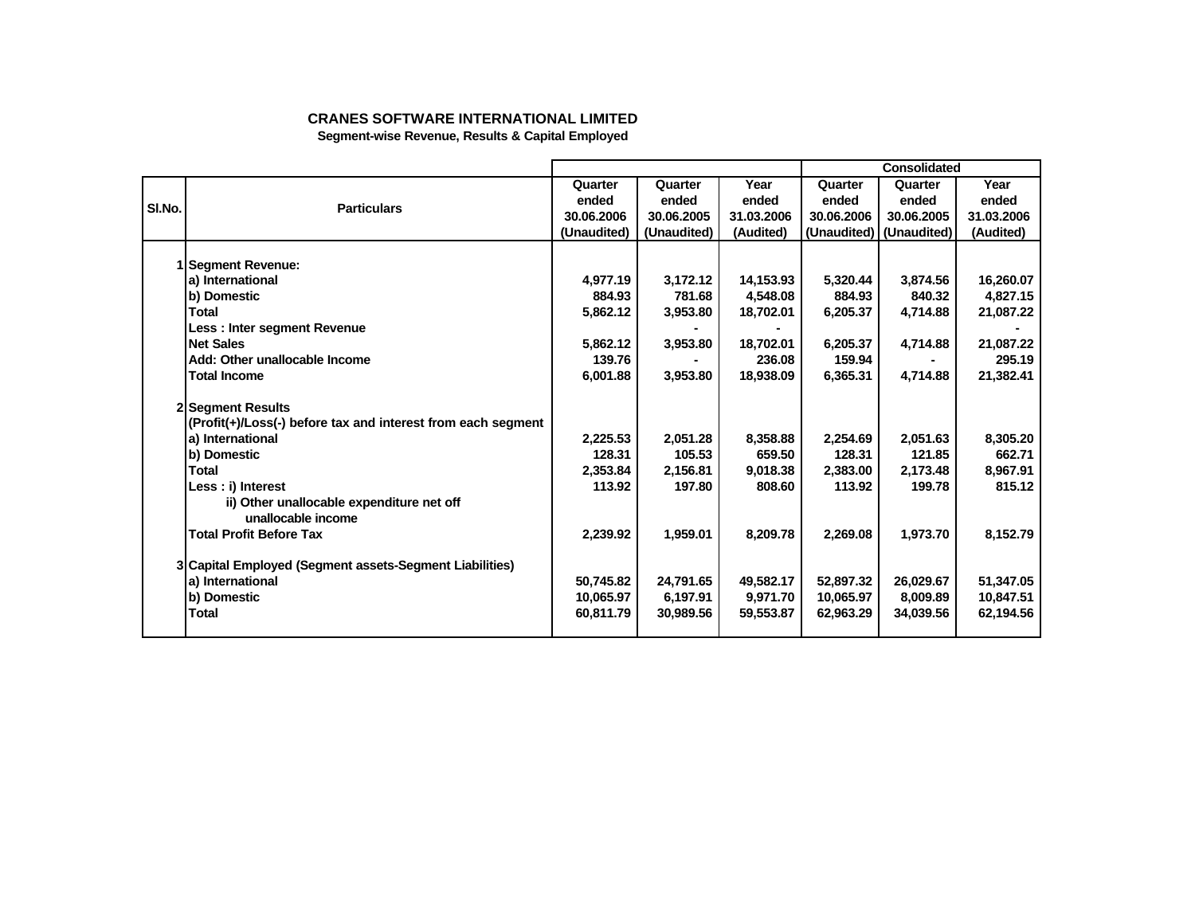**CRANES SOFTWARE INTERNATIONAL LIMITED**

**Segment-wise Revenue, Results & Capital Employed**

| Sl.No. | Particulars | | | | Consolidated | | |
|---|---|---|---|---|---|---|---|
| | | Quarter ended 30.06.2006 (Unaudited) | Quarter ended 30.06.2005 (Unaudited) | Year ended 31.03.2006 (Audited) | Quarter ended 30.06.2006 (Unaudited) | Quarter ended 30.06.2005 (Unaudited) | Year ended 31.03.2006 (Audited) |
| 1 | **Segment Revenue:** | | | | | | |
| | a) International | 4,977.19 | 3,172.12 | 14,153.93 | 5,320.44 | 3,874.56 | 16,260.07 |
| | b) Domestic | 884.93 | 781.68 | 4,548.08 | 884.93 | 840.32 | 4,827.15 |
| | Total | 5,862.12 | 3,953.80 | 18,702.01 | 6,205.37 | 4,714.88 | 21,087.22 |
| | Less : Inter segment Revenue | | - | - | | | - |
| | Net Sales | 5,862.12 | 3,953.80 | 18,702.01 | 6,205.37 | 4,714.88 | 21,087.22 |
| | Add: Other unallocable Income | 139.76 | - | 236.08 | 159.94 | - | 295.19 |
| | Total Income | 6,001.88 | 3,953.80 | 18,938.09 | 6,365.31 | 4,714.88 | 21,382.41 |
| 2 | **Segment Results** (Profit(+)/Loss(-) before tax and interest from each segment | | | | | | |
| | a) International | 2,225.53 | 2,051.28 | 8,358.88 | 2,254.69 | 2,051.63 | 8,305.20 |
| | b) Domestic | 128.31 | 105.53 | 659.50 | 128.31 | 121.85 | 662.71 |
| | Total | 2,353.84 | 2,156.81 | 9,018.38 | 2,383.00 | 2,173.48 | 8,967.91 |
| | Less : i) Interest | 113.92 | 197.80 | 808.60 | 113.92 | 199.78 | 815.12 |
| | ii) Other unallocable expenditure net off unallocable income | | | | | | |
| | Total Profit Before Tax | 2,239.92 | 1,959.01 | 8,209.78 | 2,269.08 | 1,973.70 | 8,152.79 |
| 3 | **Capital Employed (Segment assets-Segment Liabilities)** | | | | | | |
| | a) International | 50,745.82 | 24,791.65 | 49,582.17 | 52,897.32 | 26,029.67 | 51,347.05 |
| | b) Domestic | 10,065.97 | 6,197.91 | 9,971.70 | 10,065.97 | 8,009.89 | 10,847.51 |
| | Total | 60,811.79 | 30,989.56 | 59,553.87 | 62,963.29 | 34,039.56 | 62,194.56 |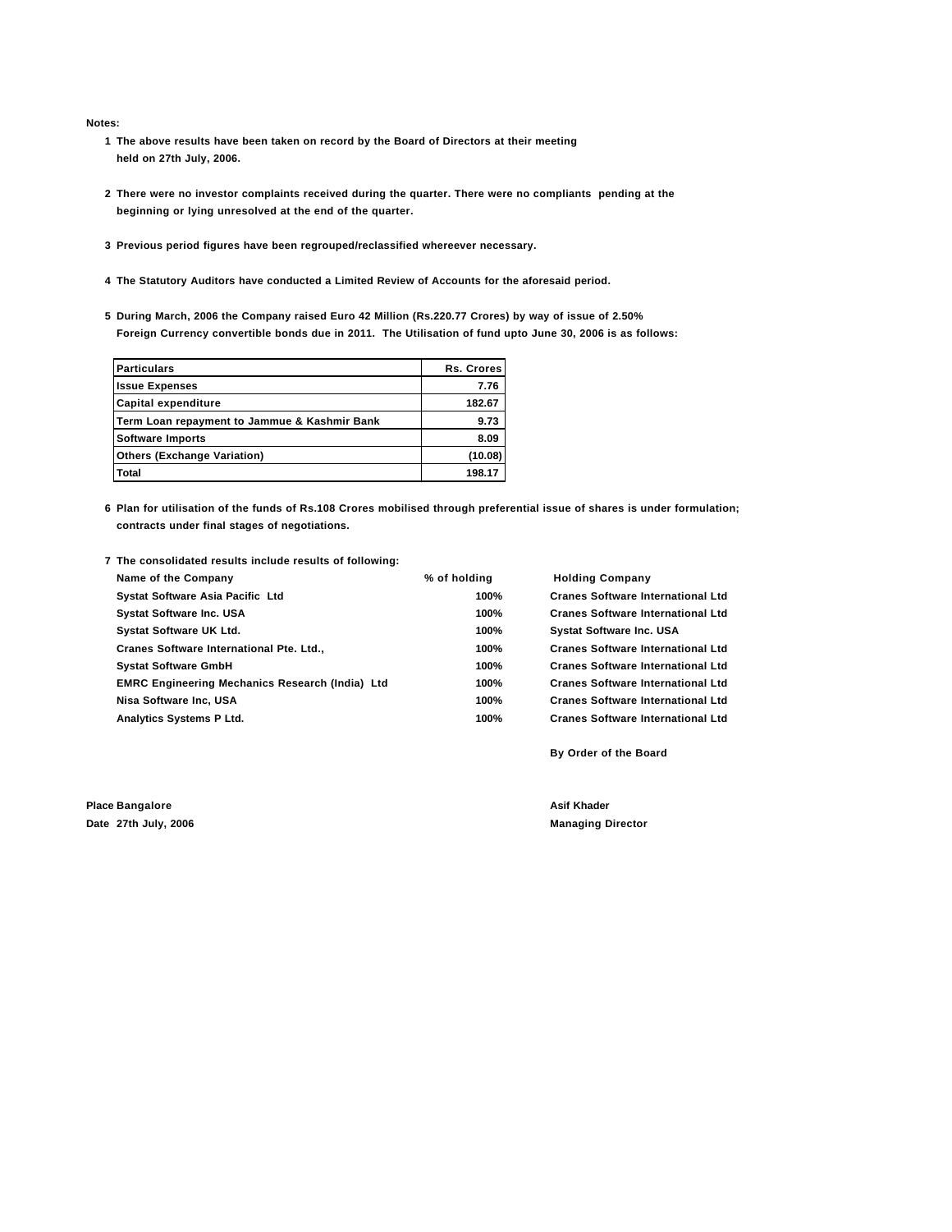**Notes:**

1. The above results have been taken on record by the Board of Directors at their meeting held on 27th July, 2006.

2. There were no investor complaints received during the quarter. There were no compliants pending at the beginning or lying unresolved at the end of the quarter.

3. Previous period figures have been regrouped/reclassified whereever necessary.

4. The Statutory Auditors have conducted a Limited Review of Accounts for the aforesaid period.

5. During March, 2006 the Company raised Euro 42 Million (Rs.220.77 Crores) by way of issue of 2.50% Foreign Currency convertible bonds due in 2011. The Utilisation of fund upto June 30, 2006 is as follows:

| Particulars | Rs. Crores |
|---|---|
| Issue Expenses | 7.76 |
| Capital expenditure | 182.67 |
| Term Loan repayment to Jammue & Kashmir Bank | 9.73 |
| Software Imports | 8.09 |
| Others (Exchange Variation) | (10.08) |
| Total | 198.17 |

6. Plan for utilisation of the funds of Rs.108 Crores mobilised through preferential issue of shares is under formulation; contracts under final stages of negotiations.

7. The consolidated results include results of following:

| Name of the Company | % of holding | Holding Company |
|---|---|---|
| Systat Software Asia Pacific Ltd | 100% | Cranes Software International Ltd |
| Systat Software Inc. USA | 100% | Cranes Software International Ltd |
| Systat Software UK Ltd. | 100% | Systat Software Inc. USA |
| Cranes Software International Pte. Ltd., | 100% | Cranes Software International Ltd |
| Systat Software GmbH | 100% | Cranes Software International Ltd |
| EMRC Engineering Mechanics Research (India) Ltd | 100% | Cranes Software International Ltd |
| Nisa Software Inc, USA | 100% | Cranes Software International Ltd |
| Analytics Systems P Ltd. | 100% | Cranes Software International Ltd |

By Order of the Board

Place Bangalore
Date 27th July, 2006

Asif Khader
Managing Director